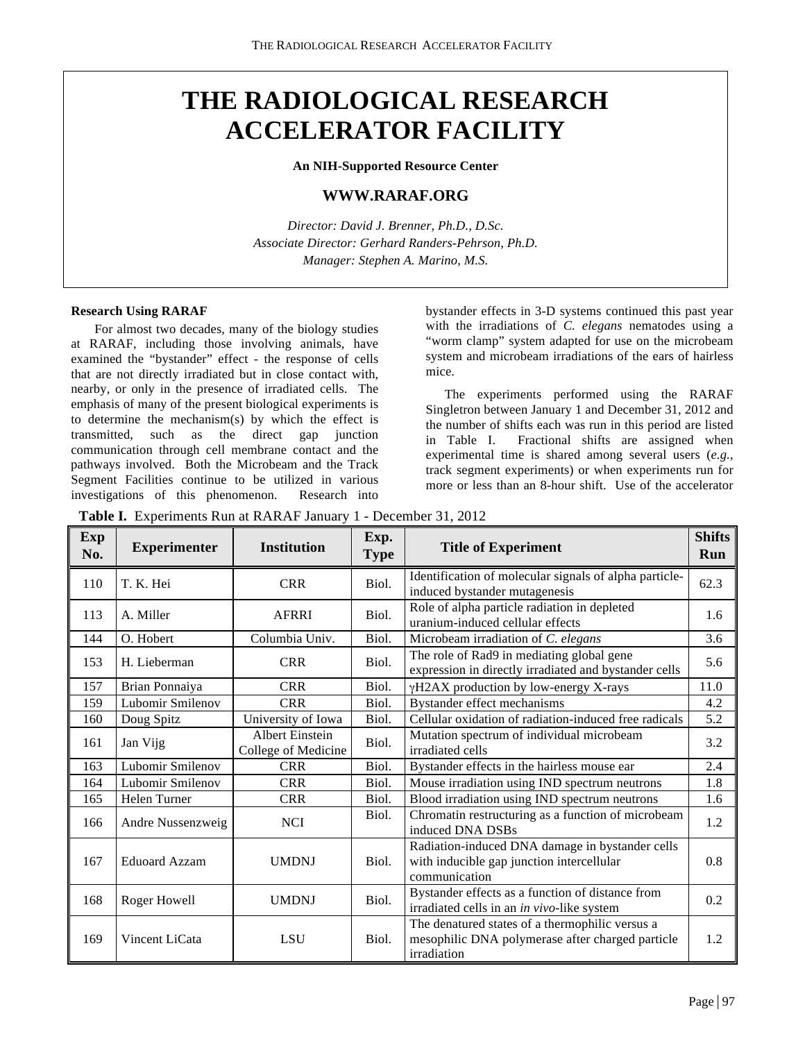# THE RADIOLOGICAL RESEARCH ACCELERATOR FACILITY

**An NIH-Supported Resource Center**

**WWW.RARAF.ORG**

*Director: David J. Brenner, Ph.D., D.Sc.*
*Associate Director: Gerhard Randers-Pehrson, Ph.D.*
*Manager: Stephen A. Marino, M.S.*

### Research Using RARAF

For almost two decades, many of the biology studies at RARAF, including those involving animals, have examined the "bystander" effect - the response of cells that are not directly irradiated but in close contact with, nearby, or only in the presence of irradiated cells. The emphasis of many of the present biological experiments is to determine the mechanism(s) by which the effect is transmitted, such as the direct gap junction communication through cell membrane contact and the pathways involved. Both the Microbeam and the Track Segment Facilities continue to be utilized in various investigations of this phenomenon. Research into bystander effects in 3-D systems continued this past year with the irradiations of *C. elegans* nematodes using a "worm clamp" system adapted for use on the microbeam system and microbeam irradiations of the ears of hairless mice.

The experiments performed using the RARAF Singletron between January 1 and December 31, 2012 and the number of shifts each was run in this period are listed in Table I. Fractional shifts are assigned when experimental time is shared among several users (*e.g.*, track segment experiments) or when experiments run for more or less than an 8-hour shift. Use of the accelerator

**Table I.** Experiments Run at RARAF January 1 - December 31, 2012

| Exp No. | Experimenter | Institution | Exp. Type | Title of Experiment | Shifts Run |
|---|---|---|---|---|---|
| 110 | T. K. Hei | CRR | Biol. | Identification of molecular signals of alpha particle-induced bystander mutagenesis | 62.3 |
| 113 | A. Miller | AFRRI | Biol. | Role of alpha particle radiation in depleted uranium-induced cellular effects | 1.6 |
| 144 | O. Hobert | Columbia Univ. | Biol. | Microbeam irradiation of *C. elegans* | 3.6 |
| 153 | H. Lieberman | CRR | Biol. | The role of Rad9 in mediating global gene expression in directly irradiated and bystander cells | 5.6 |
| 157 | Brian Ponnaiya | CRR | Biol. | γH2AX production by low-energy X-rays | 11.0 |
| 159 | Lubomir Smilenov | CRR | Biol. | Bystander effect mechanisms | 4.2 |
| 160 | Doug Spitz | University of Iowa | Biol. | Cellular oxidation of radiation-induced free radicals | 5.2 |
| 161 | Jan Vijg | Albert Einstein College of Medicine | Biol. | Mutation spectrum of individual microbeam irradiated cells | 3.2 |
| 163 | Lubomir Smilenov | CRR | Biol. | Bystander effects in the hairless mouse ear | 2.4 |
| 164 | Lubomir Smilenov | CRR | Biol. | Mouse irradiation using IND spectrum neutrons | 1.8 |
| 165 | Helen Turner | CRR | Biol. | Blood irradiation using IND spectrum neutrons | 1.6 |
| 166 | Andre Nussenzweig | NCI | Biol. | Chromatin restructuring as a function of microbeam induced DNA DSBs | 1.2 |
| 167 | Eduoard Azzam | UMDNJ | Biol. | Radiation-induced DNA damage in bystander cells with inducible gap junction intercellular communication | 0.8 |
| 168 | Roger Howell | UMDNJ | Biol. | Bystander effects as a function of distance from irradiated cells in an *in vivo*-like system | 0.2 |
| 169 | Vincent LiCata | LSU | Biol. | The denatured states of a thermophilic versus a mesophilic DNA polymerase after charged particle irradiation | 1.2 |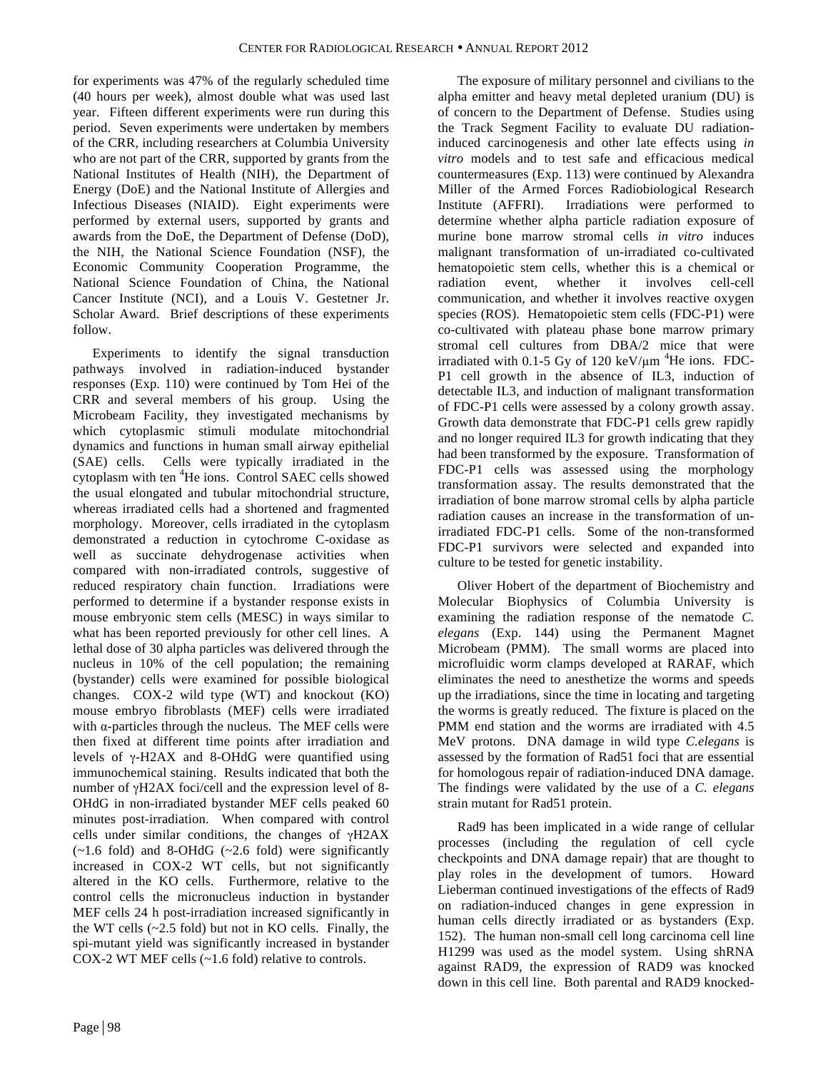for experiments was 47% of the regularly scheduled time (40 hours per week), almost double what was used last year. Fifteen different experiments were run during this period. Seven experiments were undertaken by members of the CRR, including researchers at Columbia University who are not part of the CRR, supported by grants from the National Institutes of Health (NIH), the Department of Energy (DoE) and the National Institute of Allergies and Infectious Diseases (NIAID). Eight experiments were performed by external users, supported by grants and awards from the DoE, the Department of Defense (DoD), the NIH, the National Science Foundation (NSF), the Economic Community Cooperation Programme, the National Science Foundation of China, the National Cancer Institute (NCI), and a Louis V. Gestetner Jr. Scholar Award. Brief descriptions of these experiments follow.

Experiments to identify the signal transduction pathways involved in radiation-induced bystander responses (Exp. 110) were continued by Tom Hei of the CRR and several members of his group. Using the Microbeam Facility, they investigated mechanisms by which cytoplasmic stimuli modulate mitochondrial dynamics and functions in human small airway epithelial (SAE) cells. Cells were typically irradiated in the cytoplasm with ten $^4$He ions. Control SAEC cells showed the usual elongated and tubular mitochondrial structure, whereas irradiated cells had a shortened and fragmented morphology. Moreover, cells irradiated in the cytoplasm demonstrated a reduction in cytochrome C-oxidase as well as succinate dehydrogenase activities when compared with non-irradiated controls, suggestive of reduced respiratory chain function. Irradiations were performed to determine if a bystander response exists in mouse embryonic stem cells (MESC) in ways similar to what has been reported previously for other cell lines. A lethal dose of 30 alpha particles was delivered through the nucleus in 10% of the cell population; the remaining (bystander) cells were examined for possible biological changes. COX-2 wild type (WT) and knockout (KO) mouse embryo fibroblasts (MEF) cells were irradiated with α-particles through the nucleus. The MEF cells were then fixed at different time points after irradiation and levels of γ-H2AX and 8-OHdG were quantified using immunochemical staining. Results indicated that both the number of γH2AX foci/cell and the expression level of 8-OHdG in non-irradiated bystander MEF cells peaked 60 minutes post-irradiation. When compared with control cells under similar conditions, the changes of γH2AX (~1.6 fold) and 8-OHdG (~2.6 fold) were significantly increased in COX-2 WT cells, but not significantly altered in the KO cells. Furthermore, relative to the control cells the micronucleus induction in bystander MEF cells 24 h post-irradiation increased significantly in the WT cells (~2.5 fold) but not in KO cells. Finally, the spi-mutant yield was significantly increased in bystander COX-2 WT MEF cells (~1.6 fold) relative to controls.

The exposure of military personnel and civilians to the alpha emitter and heavy metal depleted uranium (DU) is of concern to the Department of Defense. Studies using the Track Segment Facility to evaluate DU radiation-induced carcinogenesis and other late effects using *in vitro* models and to test safe and efficacious medical countermeasures (Exp. 113) were continued by Alexandra Miller of the Armed Forces Radiobiological Research Institute (AFFRI). Irradiations were performed to determine whether alpha particle radiation exposure of murine bone marrow stromal cells *in vitro* induces malignant transformation of un-irradiated co-cultivated hematopoietic stem cells, whether this is a chemical or radiation event, whether it involves cell-cell communication, and whether it involves reactive oxygen species (ROS). Hematopoietic stem cells (FDC-P1) were co-cultivated with plateau phase bone marrow primary stromal cell cultures from DBA/2 mice that were irradiated with 0.1-5 Gy of 120 keV/μm $^4$He ions. FDC-P1 cell growth in the absence of IL3, induction of detectable IL3, and induction of malignant transformation of FDC-P1 cells were assessed by a colony growth assay. Growth data demonstrate that FDC-P1 cells grew rapidly and no longer required IL3 for growth indicating that they had been transformed by the exposure. Transformation of FDC-P1 cells was assessed using the morphology transformation assay. The results demonstrated that the irradiation of bone marrow stromal cells by alpha particle radiation causes an increase in the transformation of un-irradiated FDC-P1 cells. Some of the non-transformed FDC-P1 survivors were selected and expanded into culture to be tested for genetic instability.

Oliver Hobert of the department of Biochemistry and Molecular Biophysics of Columbia University is examining the radiation response of the nematode *C. elegans* (Exp. 144) using the Permanent Magnet Microbeam (PMM). The small worms are placed into microfluidic worm clamps developed at RARAF, which eliminates the need to anesthetize the worms and speeds up the irradiations, since the time in locating and targeting the worms is greatly reduced. The fixture is placed on the PMM end station and the worms are irradiated with 4.5 MeV protons. DNA damage in wild type *C.elegans* is assessed by the formation of Rad51 foci that are essential for homologous repair of radiation-induced DNA damage. The findings were validated by the use of a *C. elegans* strain mutant for Rad51 protein.

Rad9 has been implicated in a wide range of cellular processes (including the regulation of cell cycle checkpoints and DNA damage repair) that are thought to play roles in the development of tumors. Howard Lieberman continued investigations of the effects of Rad9 on radiation-induced changes in gene expression in human cells directly irradiated or as bystanders (Exp. 152). The human non-small cell long carcinoma cell line H1299 was used as the model system. Using shRNA against RAD9, the expression of RAD9 was knocked down in this cell line. Both parental and RAD9 knocked-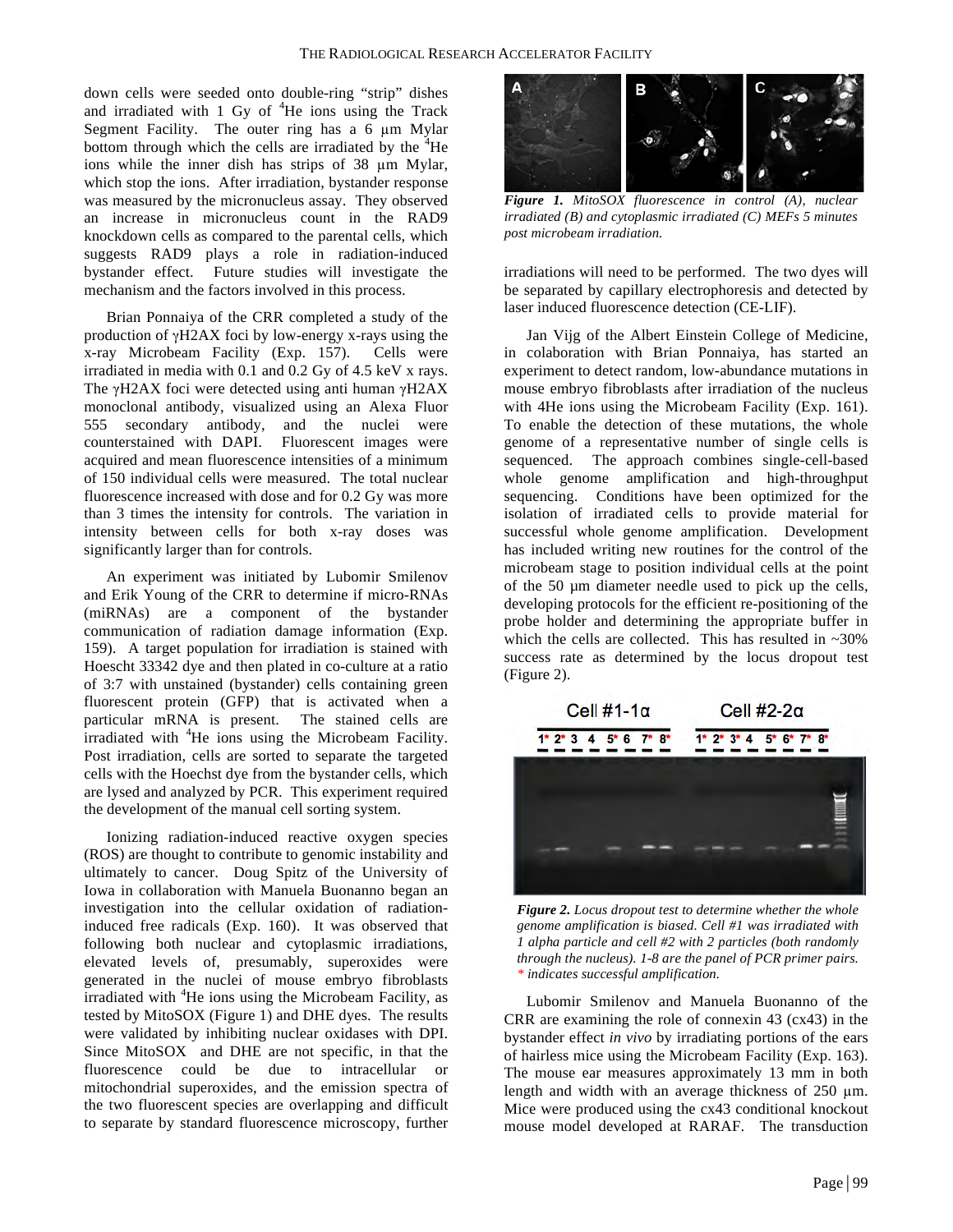down cells were seeded onto double-ring "strip" dishes and irradiated with 1 Gy of $^4$He ions using the Track Segment Facility. The outer ring has a 6 µm Mylar bottom through which the cells are irradiated by the $^4$He ions while the inner dish has strips of 38 µm Mylar, which stop the ions. After irradiation, bystander response was measured by the micronucleus assay. They observed an increase in micronucleus count in the RAD9 knockdown cells as compared to the parental cells, which suggests RAD9 plays a role in radiation-induced bystander effect. Future studies will investigate the mechanism and the factors involved in this process.

Brian Ponnaiya of the CRR completed a study of the production of γH2AX foci by low-energy x-rays using the x-ray Microbeam Facility (Exp. 157). Cells were irradiated in media with 0.1 and 0.2 Gy of 4.5 keV x rays. The γH2AX foci were detected using anti human γH2AX monoclonal antibody, visualized using an Alexa Fluor 555 secondary antibody, and the nuclei were counterstained with DAPI. Fluorescent images were acquired and mean fluorescence intensities of a minimum of 150 individual cells were measured. The total nuclear fluorescence increased with dose and for 0.2 Gy was more than 3 times the intensity for controls. The variation in intensity between cells for both x-ray doses was significantly larger than for controls.

An experiment was initiated by Lubomir Smilenov and Erik Young of the CRR to determine if micro-RNAs (miRNAs) are a component of the bystander communication of radiation damage information (Exp. 159). A target population for irradiation is stained with Hoescht 33342 dye and then plated in co-culture at a ratio of 3:7 with unstained (bystander) cells containing green fluorescent protein (GFP) that is activated when a particular mRNA is present. The stained cells are irradiated with $^4$He ions using the Microbeam Facility. Post irradiation, cells are sorted to separate the targeted cells with the Hoechst dye from the bystander cells, which are lysed and analyzed by PCR. This experiment required the development of the manual cell sorting system.

Ionizing radiation-induced reactive oxygen species (ROS) are thought to contribute to genomic instability and ultimately to cancer. Doug Spitz of the University of Iowa in collaboration with Manuela Buonanno began an investigation into the cellular oxidation of radiation-induced free radicals (Exp. 160). It was observed that following both nuclear and cytoplasmic irradiations, elevated levels of, presumably, superoxides were generated in the nuclei of mouse embryo fibroblasts irradiated with $^4$He ions using the Microbeam Facility, as tested by MitoSOX (Figure 1) and DHE dyes. The results were validated by inhibiting nuclear oxidases with DPI. Since MitoSOX and DHE are not specific, in that the fluorescence could be due to intracellular or mitochondrial superoxides, and the emission spectra of the two fluorescent species are overlapping and difficult to separate by standard fluorescence microscopy, further irradiations will need to be performed. The two dyes will be separated by capillary electrophoresis and detected by laser induced fluorescence detection (CE-LIF).

***Figure 1.*** *MitoSOX fluorescence in control (A), nuclear irradiated (B) and cytoplasmic irradiated (C) MEFs 5 minutes post microbeam irradiation.*

Jan Vijg of the Albert Einstein College of Medicine, in colaboration with Brian Ponnaiya, has started an experiment to detect random, low-abundance mutations in mouse embryo fibroblasts after irradiation of the nucleus with 4He ions using the Microbeam Facility (Exp. 161). To enable the detection of these mutations, the whole genome of a representative number of single cells is sequenced. The approach combines single-cell-based whole genome amplification and high-throughput sequencing. Conditions have been optimized for the isolation of irradiated cells to provide material for successful whole genome amplification. Development has included writing new routines for the control of the microbeam stage to position individual cells at the point of the 50 µm diameter needle used to pick up the cells, developing protocols for the efficient re-positioning of the probe holder and determining the appropriate buffer in which the cells are collected. This has resulted in ~30% success rate as determined by the locus dropout test (Figure 2).

***Figure 2.*** *Locus dropout test to determine whether the whole genome amplification is biased. Cell #1 was irradiated with 1 alpha particle and cell #2 with 2 particles (both randomly through the nucleus). 1-8 are the panel of PCR primer pairs. * indicates successful amplification.*

Lubomir Smilenov and Manuela Buonanno of the CRR are examining the role of connexin 43 (cx43) in the bystander effect *in vivo* by irradiating portions of the ears of hairless mice using the Microbeam Facility (Exp. 163). The mouse ear measures approximately 13 mm in both length and width with an average thickness of 250 µm. Mice were produced using the cx43 conditional knockout mouse model developed at RARAF. The transduction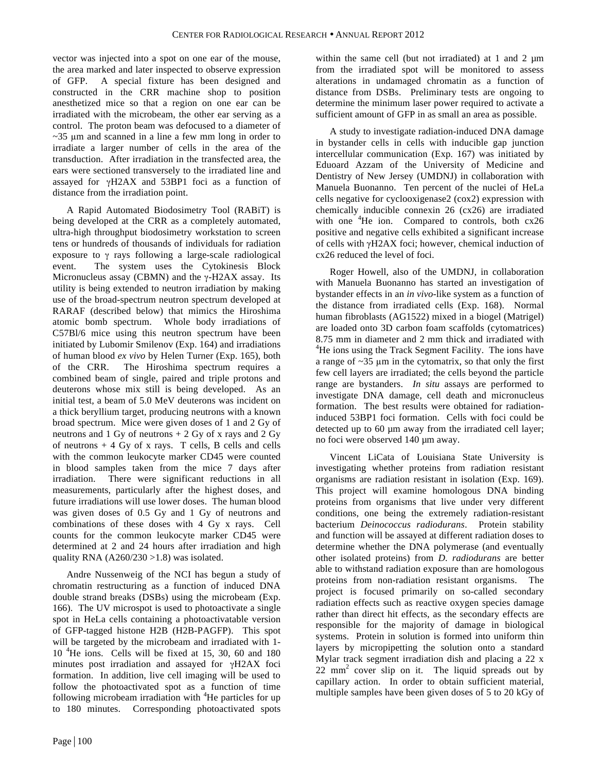vector was injected into a spot on one ear of the mouse, the area marked and later inspected to observe expression of GFP. A special fixture has been designed and constructed in the CRR machine shop to position anesthetized mice so that a region on one ear can be irradiated with the microbeam, the other ear serving as a control. The proton beam was defocused to a diameter of ~35 μm and scanned in a line a few mm long in order to irradiate a larger number of cells in the area of the transduction. After irradiation in the transfected area, the ears were sectioned transversely to the irradiated line and assayed for γH2AX and 53BP1 foci as a function of distance from the irradiation point.

A Rapid Automated Biodosimetry Tool (RABiT) is being developed at the CRR as a completely automated, ultra-high throughput biodosimetry workstation to screen tens or hundreds of thousands of individuals for radiation exposure to γ rays following a large-scale radiological event. The system uses the Cytokinesis Block Micronucleus assay (CBMN) and the γ-H2AX assay. Its utility is being extended to neutron irradiation by making use of the broad-spectrum neutron spectrum developed at RARAF (described below) that mimics the Hiroshima atomic bomb spectrum. Whole body irradiations of C57Bl/6 mice using this neutron spectrum have been initiated by Lubomir Smilenov (Exp. 164) and irradiations of human blood *ex vivo* by Helen Turner (Exp. 165), both of the CRR. The Hiroshima spectrum requires a combined beam of single, paired and triple protons and deuterons whose mix still is being developed. As an initial test, a beam of 5.0 MeV deuterons was incident on a thick beryllium target, producing neutrons with a known broad spectrum. Mice were given doses of 1 and 2 Gy of neutrons and 1 Gy of neutrons + 2 Gy of x rays and 2 Gy of neutrons + 4 Gy of x rays. T cells, B cells and cells with the common leukocyte marker CD45 were counted in blood samples taken from the mice 7 days after irradiation. There were significant reductions in all measurements, particularly after the highest doses, and future irradiations will use lower doses. The human blood was given doses of 0.5 Gy and 1 Gy of neutrons and combinations of these doses with 4 Gy x rays. Cell counts for the common leukocyte marker CD45 were determined at 2 and 24 hours after irradiation and high quality RNA (A260/230 >1.8) was isolated.

Andre Nussenweig of the NCI has begun a study of chromatin restructuring as a function of induced DNA double strand breaks (DSBs) using the microbeam (Exp. 166). The UV microspot is used to photoactivate a single spot in HeLa cells containing a photoactivatable version of GFP-tagged histone H2B (H2B-PAGFP). This spot will be targeted by the microbeam and irradiated with 1-10 $^{4}$He ions. Cells will be fixed at 15, 30, 60 and 180 minutes post irradiation and assayed for γH2AX foci formation. In addition, live cell imaging will be used to follow the photoactivated spot as a function of time following microbeam irradiation with $^{4}$He particles for up to 180 minutes. Corresponding photoactivated spots within the same cell (but not irradiated) at 1 and 2 μm from the irradiated spot will be monitored to assess alterations in undamaged chromatin as a function of distance from DSBs. Preliminary tests are ongoing to determine the minimum laser power required to activate a sufficient amount of GFP in as small an area as possible.

A study to investigate radiation-induced DNA damage in bystander cells in cells with inducible gap junction intercellular communication (Exp. 167) was initiated by Eduoard Azzam of the University of Medicine and Dentistry of New Jersey (UMDNJ) in collaboration with Manuela Buonanno. Ten percent of the nuclei of HeLa cells negative for cyclooxigenase2 (cox2) expression with chemically inducible connexin 26 (cx26) are irradiated with one $^{4}$He ion. Compared to controls, both cx26 positive and negative cells exhibited a significant increase of cells with γH2AX foci; however, chemical induction of cx26 reduced the level of foci.

Roger Howell, also of the UMDNJ, in collaboration with Manuela Buonanno has started an investigation of bystander effects in an *in vivo*-like system as a function of the distance from irradiated cells (Exp. 168). Normal human fibroblasts (AG1522) mixed in a biogel (Matrigel) are loaded onto 3D carbon foam scaffolds (cytomatrices) 8.75 mm in diameter and 2 mm thick and irradiated with $^{4}$He ions using the Track Segment Facility. The ions have a range of ~35 μm in the cytomatrix, so that only the first few cell layers are irradiated; the cells beyond the particle range are bystanders. *In situ* assays are performed to investigate DNA damage, cell death and micronucleus formation. The best results were obtained for radiation-induced 53BP1 foci formation. Cells with foci could be detected up to 60 μm away from the irradiated cell layer; no foci were observed 140 μm away.

Vincent LiCata of Louisiana State University is investigating whether proteins from radiation resistant organisms are radiation resistant in isolation (Exp. 169). This project will examine homologous DNA binding proteins from organisms that live under very different conditions, one being the extremely radiation-resistant bacterium *Deinococcus radiodurans*. Protein stability and function will be assayed at different radiation doses to determine whether the DNA polymerase (and eventually other isolated proteins) from *D. radiodurans* are better able to withstand radiation exposure than are homologous proteins from non-radiation resistant organisms. The project is focused primarily on so-called secondary radiation effects such as reactive oxygen species damage rather than direct hit effects, as the secondary effects are responsible for the majority of damage in biological systems. Protein in solution is formed into uniform thin layers by micropipetting the solution onto a standard Mylar track segment irradiation dish and placing a 22 x 22 mm$^{2}$ cover slip on it. The liquid spreads out by capillary action. In order to obtain sufficient material, multiple samples have been given doses of 5 to 20 kGy of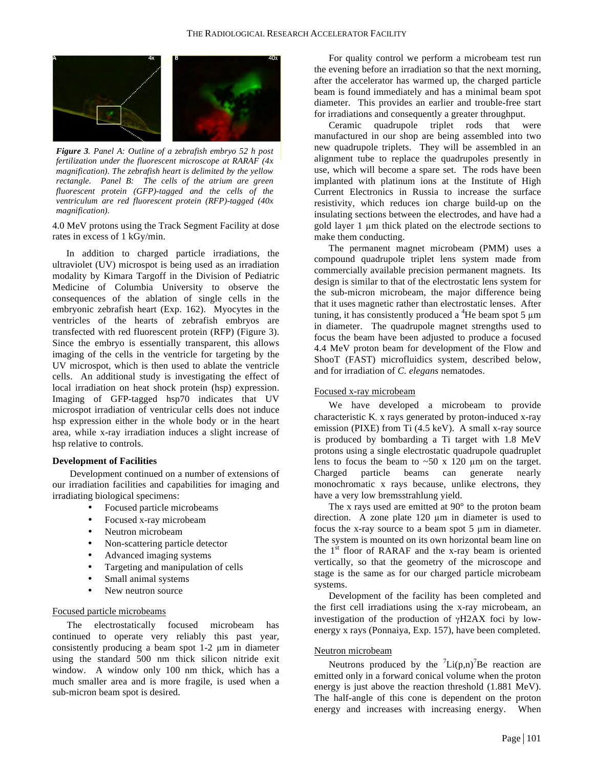*Figure 3. Panel A: Outline of a zebrafish embryo 52 h post fertilization under the fluorescent microscope at RARAF (4x magnification). The zebrafish heart is delimited by the yellow rectangle. Panel B: The cells of the atrium are green fluorescent protein (GFP)-tagged and the cells of the ventriculum are red fluorescent protein (RFP)-tagged (40x magnification).*

4.0 MeV protons using the Track Segment Facility at dose rates in excess of 1 kGy/min.

In addition to charged particle irradiations, the ultraviolet (UV) microspot is being used as an irradiation modality by Kimara Targoff in the Division of Pediatric Medicine of Columbia University to observe the consequences of the ablation of single cells in the embryonic zebrafish heart (Exp. 162). Myocytes in the ventricles of the hearts of zebrafish embryos are transfected with red fluorescent protein (RFP) (Figure 3). Since the embryo is essentially transparent, this allows imaging of the cells in the ventricle for targeting by the UV microspot, which is then used to ablate the ventricle cells. An additional study is investigating the effect of local irradiation on heat shock protein (hsp) expression. Imaging of GFP-tagged hsp70 indicates that UV microspot irradiation of ventricular cells does not induce hsp expression either in the whole body or in the heart area, while x-ray irradiation induces a slight increase of hsp relative to controls.

**Development of Facilities**

Development continued on a number of extensions of our irradiation facilities and capabilities for imaging and irradiating biological specimens:

- Focused particle microbeams
- Focused x-ray microbeam
- Neutron microbeam
- Non-scattering particle detector
- Advanced imaging systems
- Targeting and manipulation of cells
- Small animal systems
- New neutron source

Focused particle microbeams

The electrostatically focused microbeam has continued to operate very reliably this past year, consistently producing a beam spot 1-2 µm in diameter using the standard 500 nm thick silicon nitride exit window. A window only 100 nm thick, which has a much smaller area and is more fragile, is used when a sub-micron beam spot is desired.

For quality control we perform a microbeam test run the evening before an irradiation so that the next morning, after the accelerator has warmed up, the charged particle beam is found immediately and has a minimal beam spot diameter. This provides an earlier and trouble-free start for irradiations and consequently a greater throughput.

Ceramic quadrupole triplet rods that were manufactured in our shop are being assembled into two new quadrupole triplets. They will be assembled in an alignment tube to replace the quadrupoles presently in use, which will become a spare set. The rods have been implanted with platinum ions at the Institute of High Current Electronics in Russia to increase the surface resistivity, which reduces ion charge build-up on the insulating sections between the electrodes, and have had a gold layer 1 µm thick plated on the electrode sections to make them conducting.

The permanent magnet microbeam (PMM) uses a compound quadrupole triplet lens system made from commercially available precision permanent magnets. Its design is similar to that of the electrostatic lens system for the sub-micron microbeam, the major difference being that it uses magnetic rather than electrostatic lenses. After tuning, it has consistently produced a $^4$He beam spot 5 µm in diameter. The quadrupole magnet strengths used to focus the beam have been adjusted to produce a focused 4.4 MeV proton beam for development of the Flow and ShooT (FAST) microfluidics system, described below, and for irradiation of *C. elegans* nematodes.

Focused x-ray microbeam

We have developed a microbeam to provide characteristic $K_\alpha$ x rays generated by proton-induced x-ray emission (PIXE) from Ti (4.5 keV). A small x-ray source is produced by bombarding a Ti target with 1.8 MeV protons using a single electrostatic quadrupole quadruplet lens to focus the beam to ~50 x 120 µm on the target. Charged particle beams can generate nearly monochromatic x rays because, unlike electrons, they have a very low bremsstrahlung yield.

The x rays used are emitted at 90° to the proton beam direction. A zone plate 120 µm in diameter is used to focus the x-ray source to a beam spot 5 µm in diameter. The system is mounted on its own horizontal beam line on the 1st floor of RARAF and the x-ray beam is oriented vertically, so that the geometry of the microscope and stage is the same as for our charged particle microbeam systems.

Development of the facility has been completed and the first cell irradiations using the x-ray microbeam, an investigation of the production of γH2AX foci by low-energy x rays (Ponnaiya, Exp. 157), have been completed.

Neutron microbeam

Neutrons produced by the $^7$Li(p,n)$^7$Be reaction are emitted only in a forward conical volume when the proton energy is just above the reaction threshold (1.881 MeV). The half-angle of this cone is dependent on the proton energy and increases with increasing energy. When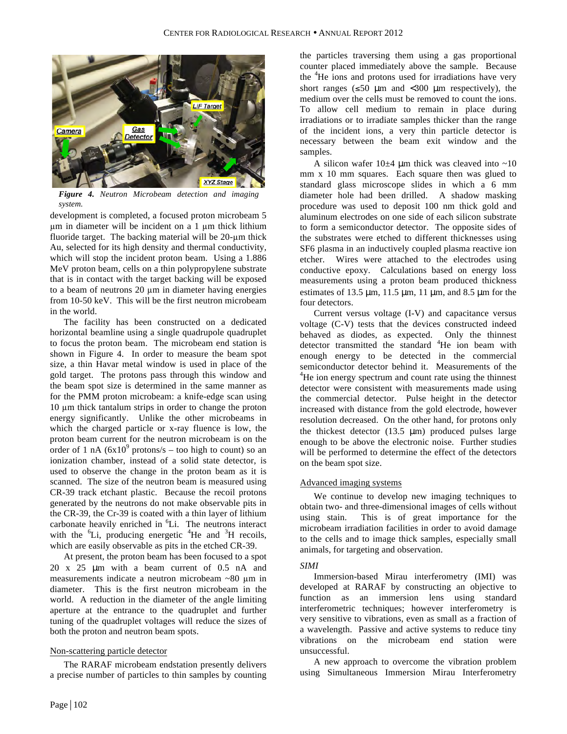*Figure 4. Neutron Microbeam detection and imaging system.*

development is completed, a focused proton microbeam 5 µm in diameter will be incident on a 1 µm thick lithium fluoride target. The backing material will be 20-µm thick Au, selected for its high density and thermal conductivity, which will stop the incident proton beam. Using a 1.886 MeV proton beam, cells on a thin polypropylene substrate that is in contact with the target backing will be exposed to a beam of neutrons 20 µm in diameter having energies from 10-50 keV. This will be the first neutron microbeam in the world.

The facility has been constructed on a dedicated horizontal beamline using a single quadrupole quadruplet to focus the proton beam. The microbeam end station is shown in Figure 4. In order to measure the beam spot size, a thin Havar metal window is used in place of the gold target. The protons pass through this window and the beam spot size is determined in the same manner as for the PMM proton microbeam: a knife-edge scan using 10 µm thick tantalum strips in order to change the proton energy significantly. Unlike the other microbeams in which the charged particle or x-ray fluence is low, the proton beam current for the neutron microbeam is on the order of 1 nA ($6x10^9$ protons/s – too high to count) so an ionization chamber, instead of a solid state detector, is used to observe the change in the proton beam as it is scanned. The size of the neutron beam is measured using CR-39 track etchant plastic. Because the recoil protons generated by the neutrons do not make observable pits in the CR-39, the Cr-39 is coated with a thin layer of lithium carbonate heavily enriched in $^6$Li. The neutrons interact with the $^6$Li, producing energetic $^4$He and $^3$H recoils, which are easily observable as pits in the etched CR-39.

At present, the proton beam has been focused to a spot 20 x 25 µm with a beam current of 0.5 nA and measurements indicate a neutron microbeam ~80 µm in diameter. This is the first neutron microbeam in the world. A reduction in the diameter of the angle limiting aperture at the entrance to the quadruplet and further tuning of the quadruplet voltages will reduce the sizes of both the proton and neutron beam spots.

Non-scattering particle detector

The RARAF microbeam endstation presently delivers a precise number of particles to thin samples by counting the particles traversing them using a gas proportional counter placed immediately above the sample. Because the $^4$He ions and protons used for irradiations have very short ranges (≤50 µm and <300 µm respectively), the medium over the cells must be removed to count the ions. To allow cell medium to remain in place during irradiations or to irradiate samples thicker than the range of the incident ions, a very thin particle detector is necessary between the beam exit window and the samples.

A silicon wafer 10±4 µm thick was cleaved into ~10 mm x 10 mm squares. Each square then was glued to standard glass microscope slides in which a 6 mm diameter hole had been drilled. A shadow masking procedure was used to deposit 100 nm thick gold and aluminum electrodes on one side of each silicon substrate to form a semiconductor detector. The opposite sides of the substrates were etched to different thicknesses using SF6 plasma in an inductively coupled plasma reactive ion etcher. Wires were attached to the electrodes using conductive epoxy. Calculations based on energy loss measurements using a proton beam produced thickness estimates of 13.5 µm, 11.5 µm, 11 µm, and 8.5 µm for the four detectors.

Current versus voltage (I-V) and capacitance versus voltage (C-V) tests that the devices constructed indeed behaved as diodes, as expected. Only the thinnest detector transmitted the standard $^4$He ion beam with enough energy to be detected in the commercial semiconductor detector behind it. Measurements of the $^4$He ion energy spectrum and count rate using the thinnest detector were consistent with measurements made using the commercial detector. Pulse height in the detector increased with distance from the gold electrode, however resolution decreased. On the other hand, for protons only the thickest detector (13.5 µm) produced pulses large enough to be above the electronic noise. Further studies will be performed to determine the effect of the detectors on the beam spot size.

Advanced imaging systems

We continue to develop new imaging techniques to obtain two- and three-dimensional images of cells without using stain. This is of great importance for the microbeam irradiation facilities in order to avoid damage to the cells and to image thick samples, especially small animals, for targeting and observation.

*SIMI*

Immersion-based Mirau interferometry (IMI) was developed at RARAF by constructing an objective to function as an immersion lens using standard interferometric techniques; however interferometry is very sensitive to vibrations, even as small as a fraction of a wavelength. Passive and active systems to reduce tiny vibrations on the microbeam end station were unsuccessful.

A new approach to overcome the vibration problem using Simultaneous Immersion Mirau Interferometry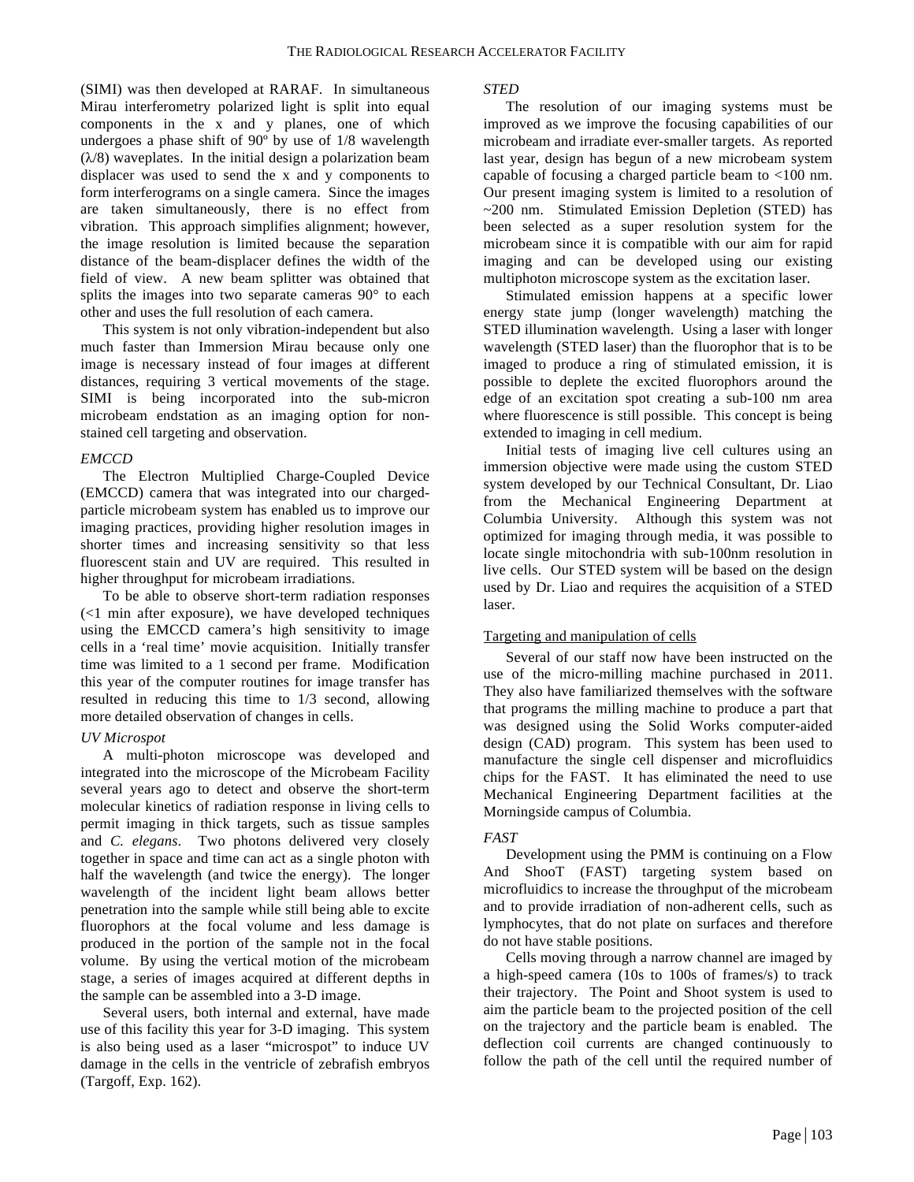(SIMI) was then developed at RARAF. In simultaneous Mirau interferometry polarized light is split into equal components in the x and y planes, one of which undergoes a phase shift of 90º by use of 1/8 wavelength ($\lambda$/8) waveplates. In the initial design a polarization beam displacer was used to send the x and y components to form interferograms on a single camera. Since the images are taken simultaneously, there is no effect from vibration. This approach simplifies alignment; however, the image resolution is limited because the separation distance of the beam-displacer defines the width of the field of view. A new beam splitter was obtained that splits the images into two separate cameras 90° to each other and uses the full resolution of each camera.

This system is not only vibration-independent but also much faster than Immersion Mirau because only one image is necessary instead of four images at different distances, requiring 3 vertical movements of the stage. SIMI is being incorporated into the sub-micron microbeam endstation as an imaging option for non-stained cell targeting and observation.

*EMCCD*

The Electron Multiplied Charge-Coupled Device (EMCCD) camera that was integrated into our charged-particle microbeam system has enabled us to improve our imaging practices, providing higher resolution images in shorter times and increasing sensitivity so that less fluorescent stain and UV are required. This resulted in higher throughput for microbeam irradiations.

To be able to observe short-term radiation responses (<1 min after exposure), we have developed techniques using the EMCCD camera's high sensitivity to image cells in a 'real time' movie acquisition. Initially transfer time was limited to a 1 second per frame. Modification this year of the computer routines for image transfer has resulted in reducing this time to 1/3 second, allowing more detailed observation of changes in cells.

*UV Microspot*

A multi-photon microscope was developed and integrated into the microscope of the Microbeam Facility several years ago to detect and observe the short-term molecular kinetics of radiation response in living cells to permit imaging in thick targets, such as tissue samples and *C. elegans*. Two photons delivered very closely together in space and time can act as a single photon with half the wavelength (and twice the energy). The longer wavelength of the incident light beam allows better penetration into the sample while still being able to excite fluorophors at the focal volume and less damage is produced in the portion of the sample not in the focal volume. By using the vertical motion of the microbeam stage, a series of images acquired at different depths in the sample can be assembled into a 3-D image.

Several users, both internal and external, have made use of this facility this year for 3-D imaging. This system is also being used as a laser "microspot" to induce UV damage in the cells in the ventricle of zebrafish embryos (Targoff, Exp. 162).

*STED*

The resolution of our imaging systems must be improved as we improve the focusing capabilities of our microbeam and irradiate ever-smaller targets. As reported last year, design has begun of a new microbeam system capable of focusing a charged particle beam to <100 nm. Our present imaging system is limited to a resolution of ~200 nm. Stimulated Emission Depletion (STED) has been selected as a super resolution system for the microbeam since it is compatible with our aim for rapid imaging and can be developed using our existing multiphoton microscope system as the excitation laser.

Stimulated emission happens at a specific lower energy state jump (longer wavelength) matching the STED illumination wavelength. Using a laser with longer wavelength (STED laser) than the fluorophor that is to be imaged to produce a ring of stimulated emission, it is possible to deplete the excited fluorophors around the edge of an excitation spot creating a sub-100 nm area where fluorescence is still possible. This concept is being extended to imaging in cell medium.

Initial tests of imaging live cell cultures using an immersion objective were made using the custom STED system developed by our Technical Consultant, Dr. Liao from the Mechanical Engineering Department at Columbia University. Although this system was not optimized for imaging through media, it was possible to locate single mitochondria with sub-100nm resolution in live cells. Our STED system will be based on the design used by Dr. Liao and requires the acquisition of a STED laser.

## Targeting and manipulation of cells

Several of our staff now have been instructed on the use of the micro-milling machine purchased in 2011. They also have familiarized themselves with the software that programs the milling machine to produce a part that was designed using the Solid Works computer-aided design (CAD) program. This system has been used to manufacture the single cell dispenser and microfluidics chips for the FAST. It has eliminated the need to use Mechanical Engineering Department facilities at the Morningside campus of Columbia.

*FAST*

Development using the PMM is continuing on a Flow And ShooT (FAST) targeting system based on microfluidics to increase the throughput of the microbeam and to provide irradiation of non-adherent cells, such as lymphocytes, that do not plate on surfaces and therefore do not have stable positions.

Cells moving through a narrow channel are imaged by a high-speed camera (10s to 100s of frames/s) to track their trajectory. The Point and Shoot system is used to aim the particle beam to the projected position of the cell on the trajectory and the particle beam is enabled. The deflection coil currents are changed continuously to follow the path of the cell until the required number of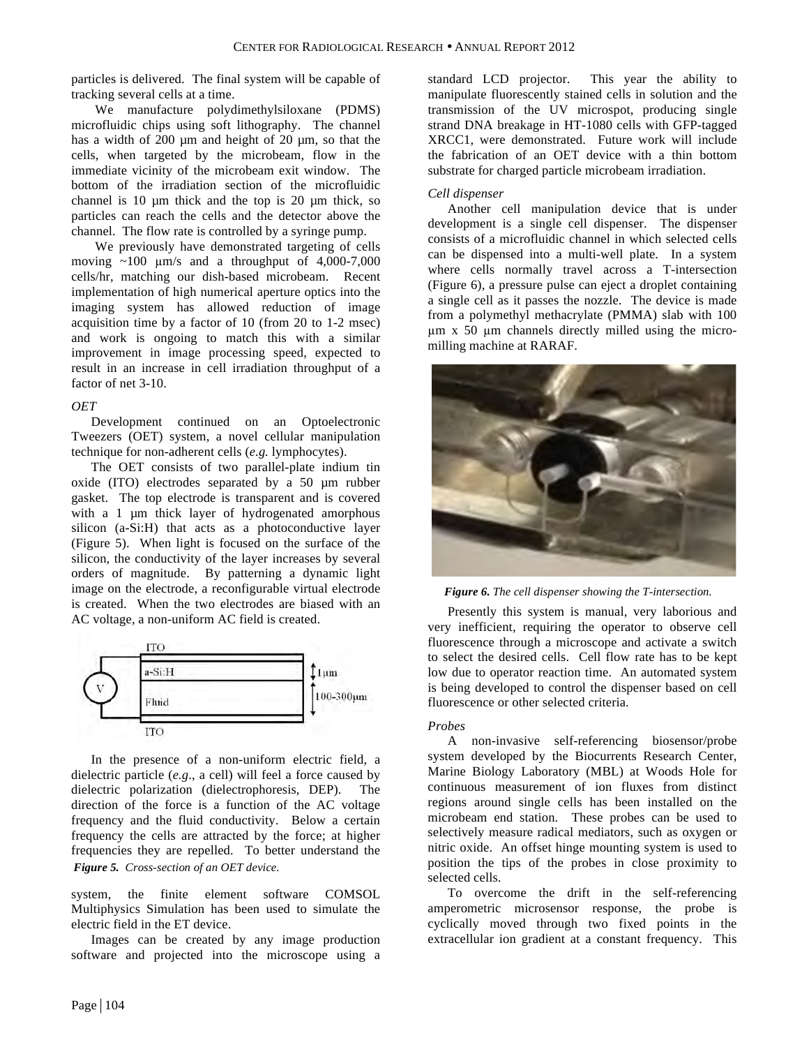particles is delivered. The final system will be capable of tracking several cells at a time.

We manufacture polydimethylsiloxane (PDMS) microfluidic chips using soft lithography. The channel has a width of 200 µm and height of 20 µm, so that the cells, when targeted by the microbeam, flow in the immediate vicinity of the microbeam exit window. The bottom of the irradiation section of the microfluidic channel is 10 µm thick and the top is 20 µm thick, so particles can reach the cells and the detector above the channel. The flow rate is controlled by a syringe pump.

We previously have demonstrated targeting of cells moving ~100 µm/s and a throughput of 4,000-7,000 cells/hr, matching our dish-based microbeam. Recent implementation of high numerical aperture optics into the imaging system has allowed reduction of image acquisition time by a factor of 10 (from 20 to 1-2 msec) and work is ongoing to match this with a similar improvement in image processing speed, expected to result in an increase in cell irradiation throughput of a factor of net 3-10.

*OET*

Development continued on an Optoelectronic Tweezers (OET) system, a novel cellular manipulation technique for non-adherent cells (*e.g.* lymphocytes).

The OET consists of two parallel-plate indium tin oxide (ITO) electrodes separated by a 50 µm rubber gasket. The top electrode is transparent and is covered with a 1 µm thick layer of hydrogenated amorphous silicon (a-Si:H) that acts as a photoconductive layer (Figure 5). When light is focused on the surface of the silicon, the conductivity of the layer increases by several orders of magnitude. By patterning a dynamic light image on the electrode, a reconfigurable virtual electrode is created. When the two electrodes are biased with an AC voltage, a non-uniform AC field is created.

*Figure 5. Cross-section of an OET device.*

In the presence of a non-uniform electric field, a dielectric particle (*e.g*., a cell) will feel a force caused by dielectric polarization (dielectrophoresis, DEP). The direction of the force is a function of the AC voltage frequency and the fluid conductivity. Below a certain frequency the cells are attracted by the force; at higher frequencies they are repelled. To better understand the system, the finite element software COMSOL Multiphysics Simulation has been used to simulate the electric field in the ET device.

Images can be created by any image production software and projected into the microscope using a standard LCD projector. This year the ability to manipulate fluorescently stained cells in solution and the transmission of the UV microspot, producing single strand DNA breakage in HT-1080 cells with GFP-tagged XRCC1, were demonstrated. Future work will include the fabrication of an OET device with a thin bottom substrate for charged particle microbeam irradiation.

*Cell dispenser*

Another cell manipulation device that is under development is a single cell dispenser. The dispenser consists of a microfluidic channel in which selected cells can be dispensed into a multi-well plate. In a system where cells normally travel across a T-intersection (Figure 6), a pressure pulse can eject a droplet containing a single cell as it passes the nozzle. The device is made from a polymethyl methacrylate (PMMA) slab with 100 µm x 50 µm channels directly milled using the micro-milling machine at RARAF.

***Figure 6.*** *The cell dispenser showing the T-intersection.*

Presently this system is manual, very laborious and very inefficient, requiring the operator to observe cell fluorescence through a microscope and activate a switch to select the desired cells. Cell flow rate has to be kept low due to operator reaction time. An automated system is being developed to control the dispenser based on cell fluorescence or other selected criteria.

*Probes*

A non-invasive self-referencing biosensor/probe system developed by the Biocurrents Research Center, Marine Biology Laboratory (MBL) at Woods Hole for continuous measurement of ion fluxes from distinct regions around single cells has been installed on the microbeam end station. These probes can be used to selectively measure radical mediators, such as oxygen or nitric oxide. An offset hinge mounting system is used to position the tips of the probes in close proximity to selected cells.

To overcome the drift in the self-referencing amperometric microsensor response, the probe is cyclically moved through two fixed points in the extracellular ion gradient at a constant frequency. This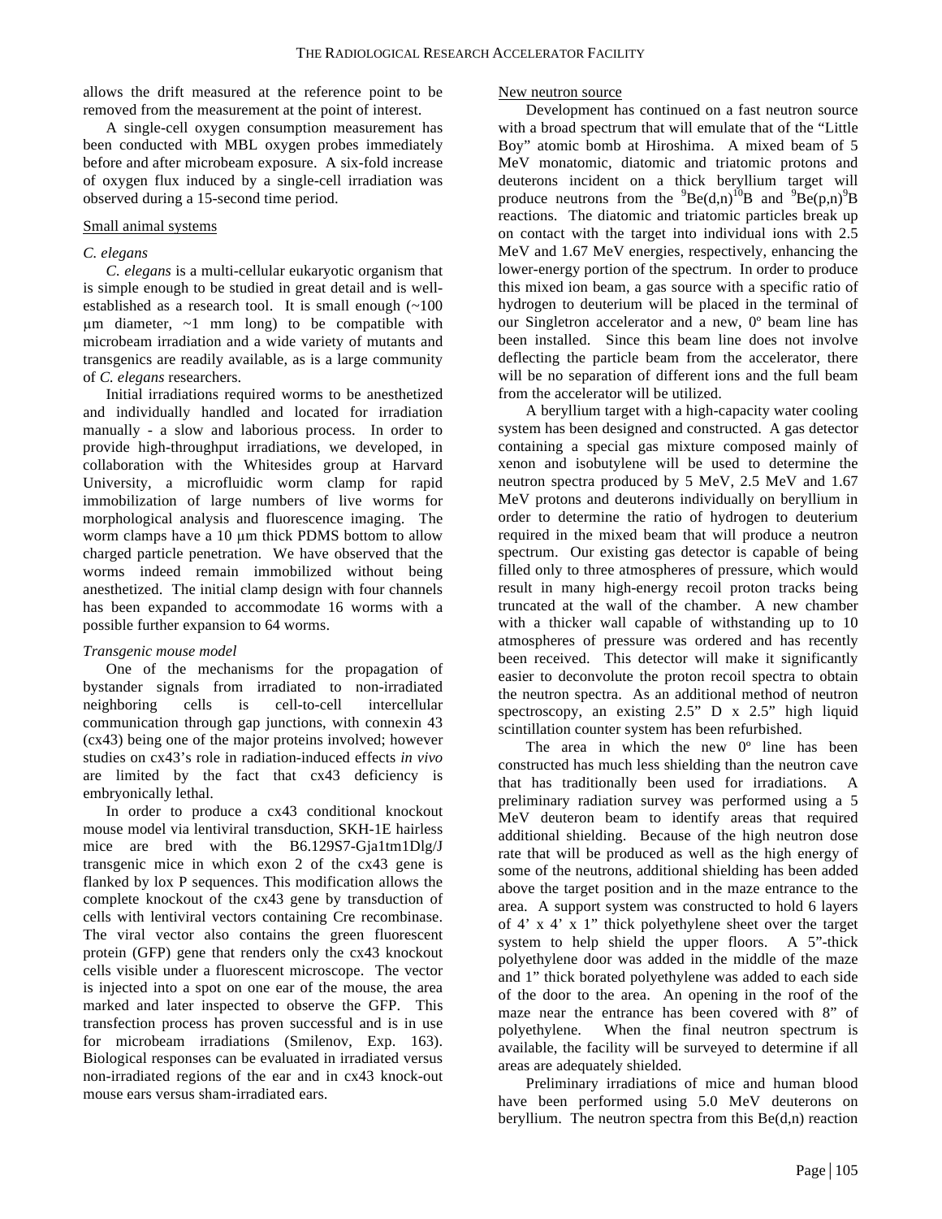allows the drift measured at the reference point to be removed from the measurement at the point of interest.

A single-cell oxygen consumption measurement has been conducted with MBL oxygen probes immediately before and after microbeam exposure. A six-fold increase of oxygen flux induced by a single-cell irradiation was observed during a 15-second time period.

## Small animal systems

### *C. elegans*

*C. elegans* is a multi-cellular eukaryotic organism that is simple enough to be studied in great detail and is well-established as a research tool. It is small enough (~100 µm diameter, ~1 mm long) to be compatible with microbeam irradiation and a wide variety of mutants and transgenics are readily available, as is a large community of *C. elegans* researchers.

Initial irradiations required worms to be anesthetized and individually handled and located for irradiation manually - a slow and laborious process. In order to provide high-throughput irradiations, we developed, in collaboration with the Whitesides group at Harvard University, a microfluidic worm clamp for rapid immobilization of large numbers of live worms for morphological analysis and fluorescence imaging. The worm clamps have a 10 µm thick PDMS bottom to allow charged particle penetration. We have observed that the worms indeed remain immobilized without being anesthetized. The initial clamp design with four channels has been expanded to accommodate 16 worms with a possible further expansion to 64 worms.

### *Transgenic mouse model*

One of the mechanisms for the propagation of bystander signals from irradiated to non-irradiated neighboring cells is cell-to-cell intercellular communication through gap junctions, with connexin 43 (cx43) being one of the major proteins involved; however studies on cx43's role in radiation-induced effects *in vivo* are limited by the fact that cx43 deficiency is embryonically lethal.

In order to produce a cx43 conditional knockout mouse model via lentiviral transduction, SKH-1E hairless mice are bred with the B6.129S7-Gja1tm1Dlg/J transgenic mice in which exon 2 of the cx43 gene is flanked by lox P sequences. This modification allows the complete knockout of the cx43 gene by transduction of cells with lentiviral vectors containing Cre recombinase. The viral vector also contains the green fluorescent protein (GFP) gene that renders only the cx43 knockout cells visible under a fluorescent microscope. The vector is injected into a spot on one ear of the mouse, the area marked and later inspected to observe the GFP. This transfection process has proven successful and is in use for microbeam irradiations (Smilenov, Exp. 163). Biological responses can be evaluated in irradiated versus non-irradiated regions of the ear and in cx43 knock-out mouse ears versus sham-irradiated ears.

## New neutron source

Development has continued on a fast neutron source with a broad spectrum that will emulate that of the "Little Boy" atomic bomb at Hiroshima. A mixed beam of 5 MeV monatomic, diatomic and triatomic protons and deuterons incident on a thick beryllium target will produce neutrons from the $^{9}Be(d,n)^{10}B$ and $^{9}Be(p,n)^{9}B$ reactions. The diatomic and triatomic particles break up on contact with the target into individual ions with 2.5 MeV and 1.67 MeV energies, respectively, enhancing the lower-energy portion of the spectrum. In order to produce this mixed ion beam, a gas source with a specific ratio of hydrogen to deuterium will be placed in the terminal of our Singletron accelerator and a new, 0º beam line has been installed. Since this beam line does not involve deflecting the particle beam from the accelerator, there will be no separation of different ions and the full beam from the accelerator will be utilized.

A beryllium target with a high-capacity water cooling system has been designed and constructed. A gas detector containing a special gas mixture composed mainly of xenon and isobutylene will be used to determine the neutron spectra produced by 5 MeV, 2.5 MeV and 1.67 MeV protons and deuterons individually on beryllium in order to determine the ratio of hydrogen to deuterium required in the mixed beam that will produce a neutron spectrum. Our existing gas detector is capable of being filled only to three atmospheres of pressure, which would result in many high-energy recoil proton tracks being truncated at the wall of the chamber. A new chamber with a thicker wall capable of withstanding up to 10 atmospheres of pressure was ordered and has recently been received. This detector will make it significantly easier to deconvolute the proton recoil spectra to obtain the neutron spectra. As an additional method of neutron spectroscopy, an existing 2.5" D x 2.5" high liquid scintillation counter system has been refurbished.

The area in which the new 0º line has been constructed has much less shielding than the neutron cave that has traditionally been used for irradiations. A preliminary radiation survey was performed using a 5 MeV deuteron beam to identify areas that required additional shielding. Because of the high neutron dose rate that will be produced as well as the high energy of some of the neutrons, additional shielding has been added above the target position and in the maze entrance to the area. A support system was constructed to hold 6 layers of 4' x 4' x 1" thick polyethylene sheet over the target system to help shield the upper floors. A 5"-thick polyethylene door was added in the middle of the maze and 1" thick borated polyethylene was added to each side of the door to the area. An opening in the roof of the maze near the entrance has been covered with 8" of polyethylene. When the final neutron spectrum is available, the facility will be surveyed to determine if all areas are adequately shielded.

Preliminary irradiations of mice and human blood have been performed using 5.0 MeV deuterons on beryllium. The neutron spectra from this Be(d,n) reaction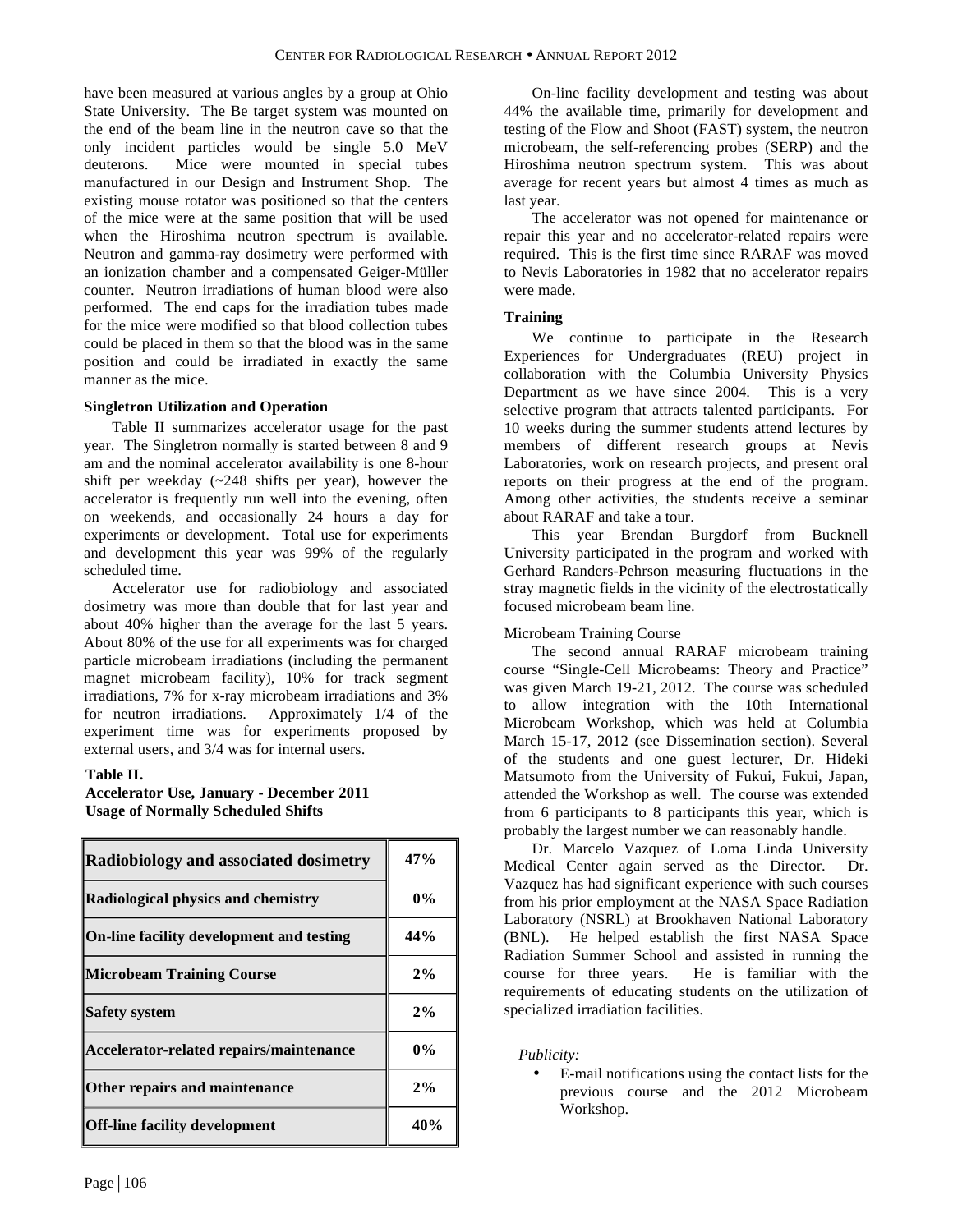have been measured at various angles by a group at Ohio State University. The Be target system was mounted on the end of the beam line in the neutron cave so that the only incident particles would be single 5.0 MeV deuterons. Mice were mounted in special tubes manufactured in our Design and Instrument Shop. The existing mouse rotator was positioned so that the centers of the mice were at the same position that will be used when the Hiroshima neutron spectrum is available. Neutron and gamma-ray dosimetry were performed with an ionization chamber and a compensated Geiger-Müller counter. Neutron irradiations of human blood were also performed. The end caps for the irradiation tubes made for the mice were modified so that blood collection tubes could be placed in them so that the blood was in the same position and could be irradiated in exactly the same manner as the mice.

**Singletron Utilization and Operation**

Table II summarizes accelerator usage for the past year. The Singletron normally is started between 8 and 9 am and the nominal accelerator availability is one 8-hour shift per weekday (~248 shifts per year), however the accelerator is frequently run well into the evening, often on weekends, and occasionally 24 hours a day for experiments or development. Total use for experiments and development this year was 99% of the regularly scheduled time.

Accelerator use for radiobiology and associated dosimetry was more than double that for last year and about 40% higher than the average for the last 5 years. About 80% of the use for all experiments was for charged particle microbeam irradiations (including the permanent magnet microbeam facility), 10% for track segment irradiations, 7% for x-ray microbeam irradiations and 3% for neutron irradiations. Approximately 1/4 of the experiment time was for experiments proposed by external users, and 3/4 was for internal users.

**Table II.**
**Accelerator Use, January - December 2011**
**Usage of Normally Scheduled Shifts**

| Category | Usage |
|---|---|
| **Radiobiology and associated dosimetry** | **47%** |
| **Radiological physics and chemistry** | **0%** |
| **On-line facility development and testing** | **44%** |
| **Microbeam Training Course** | **2%** |
| **Safety system** | **2%** |
| **Accelerator-related repairs/maintenance** | **0%** |
| **Other repairs and maintenance** | **2%** |
| **Off-line facility development** | **40%** |

On-line facility development and testing was about 44% the available time, primarily for development and testing of the Flow and Shoot (FAST) system, the neutron microbeam, the self-referencing probes (SERP) and the Hiroshima neutron spectrum system. This was about average for recent years but almost 4 times as much as last year.

The accelerator was not opened for maintenance or repair this year and no accelerator-related repairs were required. This is the first time since RARAF was moved to Nevis Laboratories in 1982 that no accelerator repairs were made.

**Training**

We continue to participate in the Research Experiences for Undergraduates (REU) project in collaboration with the Columbia University Physics Department as we have since 2004. This is a very selective program that attracts talented participants. For 10 weeks during the summer students attend lectures by members of different research groups at Nevis Laboratories, work on research projects, and present oral reports on their progress at the end of the program. Among other activities, the students receive a seminar about RARAF and take a tour.

This year Brendan Burgdorf from Bucknell University participated in the program and worked with Gerhard Randers-Pehrson measuring fluctuations in the stray magnetic fields in the vicinity of the electrostatically focused microbeam beam line.

Microbeam Training Course

The second annual RARAF microbeam training course "Single-Cell Microbeams: Theory and Practice" was given March 19-21, 2012. The course was scheduled to allow integration with the 10th International Microbeam Workshop, which was held at Columbia March 15-17, 2012 (see Dissemination section). Several of the students and one guest lecturer, Dr. Hideki Matsumoto from the University of Fukui, Fukui, Japan, attended the Workshop as well. The course was extended from 6 participants to 8 participants this year, which is probably the largest number we can reasonably handle.

Dr. Marcelo Vazquez of Loma Linda University Medical Center again served as the Director. Dr. Vazquez has had significant experience with such courses from his prior employment at the NASA Space Radiation Laboratory (NSRL) at Brookhaven National Laboratory (BNL). He helped establish the first NASA Space Radiation Summer School and assisted in running the course for three years. He is familiar with the requirements of educating students on the utilization of specialized irradiation facilities.

*Publicity:*

- E-mail notifications using the contact lists for the previous course and the 2012 Microbeam Workshop.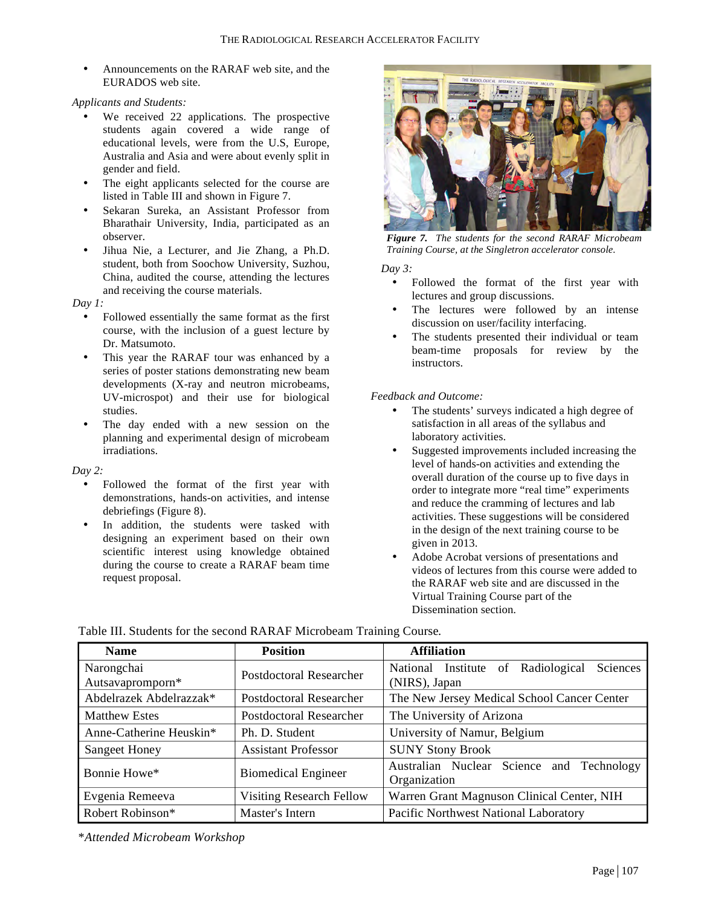- Announcements on the RARAF web site, and the EURADOS web site.

*Applicants and Students:*

- We received 22 applications. The prospective students again covered a wide range of educational levels, were from the U.S, Europe, Australia and Asia and were about evenly split in gender and field.
- The eight applicants selected for the course are listed in Table III and shown in Figure 7.
- Sekaran Sureka, an Assistant Professor from Bharathair University, India, participated as an observer.
- Jihua Nie, a Lecturer, and Jie Zhang, a Ph.D. student, both from Soochow University, Suzhou, China, audited the course, attending the lectures and receiving the course materials.

*Day 1:*

- Followed essentially the same format as the first course, with the inclusion of a guest lecture by Dr. Matsumoto.
- This year the RARAF tour was enhanced by a series of poster stations demonstrating new beam developments (X-ray and neutron microbeams, UV-microspot) and their use for biological studies.
- The day ended with a new session on the planning and experimental design of microbeam irradiations.

*Day 2:*

- Followed the format of the first year with demonstrations, hands-on activities, and intense debriefings (Figure 8).
- In addition, the students were tasked with designing an experiment based on their own scientific interest using knowledge obtained during the course to create a RARAF beam time request proposal.

***Figure 7.*** *The students for the second RARAF Microbeam Training Course, at the Singletron accelerator console.*

*Day 3:*

- Followed the format of the first year with lectures and group discussions.
- The lectures were followed by an intense discussion on user/facility interfacing.
- The students presented their individual or team beam-time proposals for review by the instructors.

*Feedback and Outcome:*

- The students' surveys indicated a high degree of satisfaction in all areas of the syllabus and laboratory activities.
- Suggested improvements included increasing the level of hands-on activities and extending the overall duration of the course up to five days in order to integrate more "real time" experiments and reduce the cramming of lectures and lab activities. These suggestions will be considered in the design of the next training course to be given in 2013.
- Adobe Acrobat versions of presentations and videos of lectures from this course were added to the RARAF web site and are discussed in the Virtual Training Course part of the Dissemination section.

Table III. Students for the second RARAF Microbeam Training Course.

| Name | Position | Affiliation |
|---|---|---|
| Narongchai Autsavapromporn* | Postdoctoral Researcher | National Institute of Radiological Sciences (NIRS), Japan |
| Abdelrazek Abdelrazzak* | Postdoctoral Researcher | The New Jersey Medical School Cancer Center |
| Matthew Estes | Postdoctoral Researcher | The University of Arizona |
| Anne-Catherine Heuskin* | Ph. D. Student | University of Namur, Belgium |
| Sangeet Honey | Assistant Professor | SUNY Stony Brook |
| Bonnie Howe* | Biomedical Engineer | Australian Nuclear Science and Technology Organization |
| Evgenia Remeeva | Visiting Research Fellow | Warren Grant Magnuson Clinical Center, NIH |
| Robert Robinson* | Master's Intern | Pacific Northwest National Laboratory |

\**Attended Microbeam Workshop*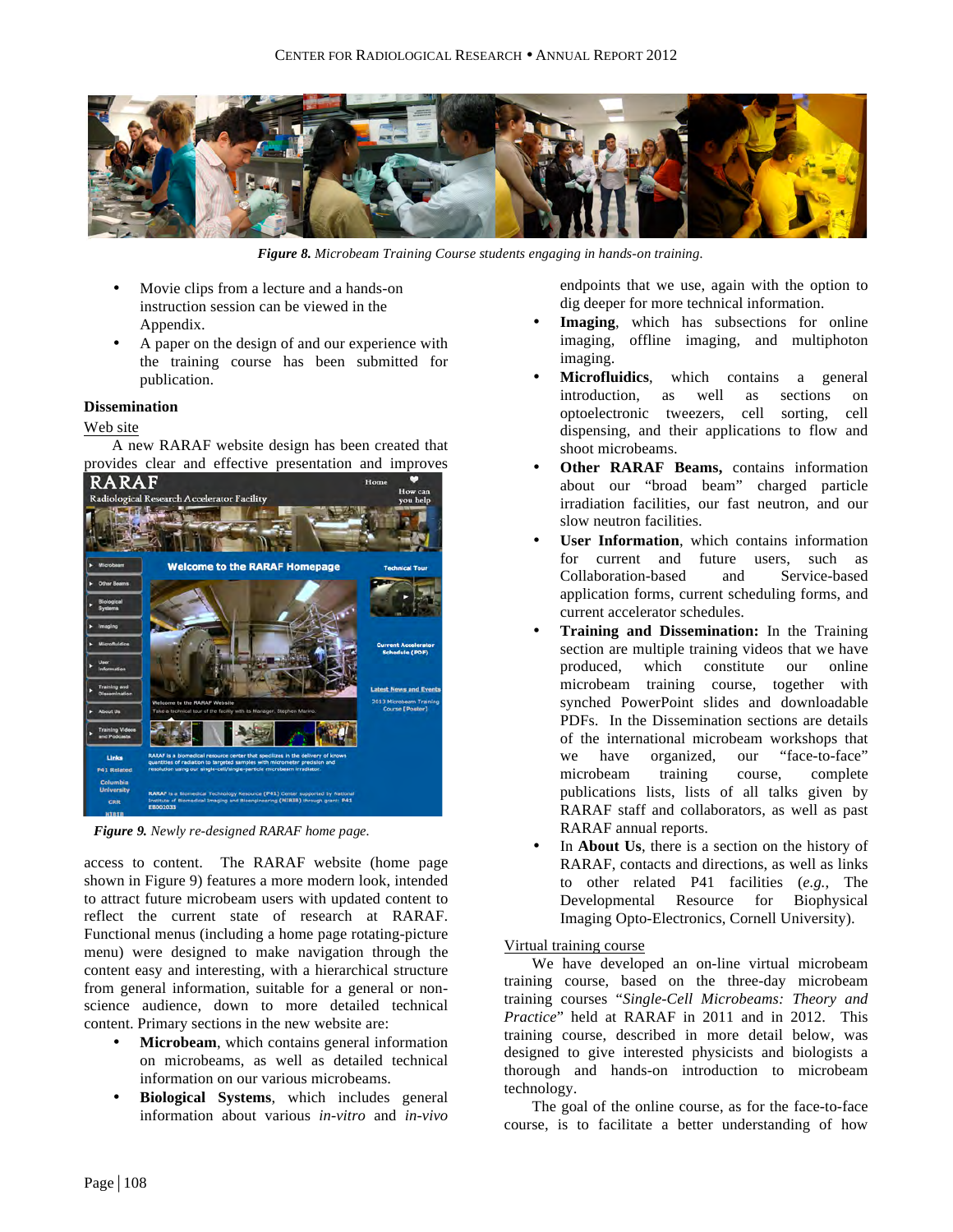*Figure 8. Microbeam Training Course students engaging in hands-on training.*

- Movie clips from a lecture and a hands-on instruction session can be viewed in the Appendix.
- A paper on the design of and our experience with the training course has been submitted for publication.

**Dissemination**

Web site

A new RARAF website design has been created that provides clear and effective presentation and improves access to content. The RARAF website (home page shown in Figure 9) features a more modern look, intended to attract future microbeam users with updated content to reflect the current state of research at RARAF. Functional menus (including a home page rotating-picture menu) were designed to make navigation through the content easy and interesting, with a hierarchical structure from general information, suitable for a general or non-science audience, down to more detailed technical content. Primary sections in the new website are:

*Figure 9. Newly re-designed RARAF home page.*

- **Microbeam**, which contains general information on microbeams, as well as detailed technical information on our various microbeams.
- **Biological Systems**, which includes general information about various *in-vitro* and *in-vivo* endpoints that we use, again with the option to dig deeper for more technical information.
- **Imaging**, which has subsections for online imaging, offline imaging, and multiphoton imaging.
- **Microfluidics**, which contains a general introduction, as well as sections on optoelectronic tweezers, cell sorting, cell dispensing, and their applications to flow and shoot microbeams.
- **Other RARAF Beams,** contains information about our "broad beam" charged particle irradiation facilities, our fast neutron, and our slow neutron facilities.
- **User Information**, which contains information for current and future users, such as Collaboration-based and Service-based application forms, current scheduling forms, and current accelerator schedules.
- **Training and Dissemination:** In the Training section are multiple training videos that we have produced, which constitute our online microbeam training course, together with synched PowerPoint slides and downloadable PDFs. In the Dissemination sections are details of the international microbeam workshops that we have organized, our "face-to-face" microbeam training course, complete publications lists, lists of all talks given by RARAF staff and collaborators, as well as past RARAF annual reports.
- In **About Us**, there is a section on the history of RARAF, contacts and directions, as well as links to other related P41 facilities (*e.g.*, The Developmental Resource for Biophysical Imaging Opto-Electronics, Cornell University).

Virtual training course

We have developed an on-line virtual microbeam training course, based on the three-day microbeam training courses "*Single-Cell Microbeams: Theory and Practice*" held at RARAF in 2011 and in 2012. This training course, described in more detail below, was designed to give interested physicists and biologists a thorough and hands-on introduction to microbeam technology.

The goal of the online course, as for the face-to-face course, is to facilitate a better understanding of how